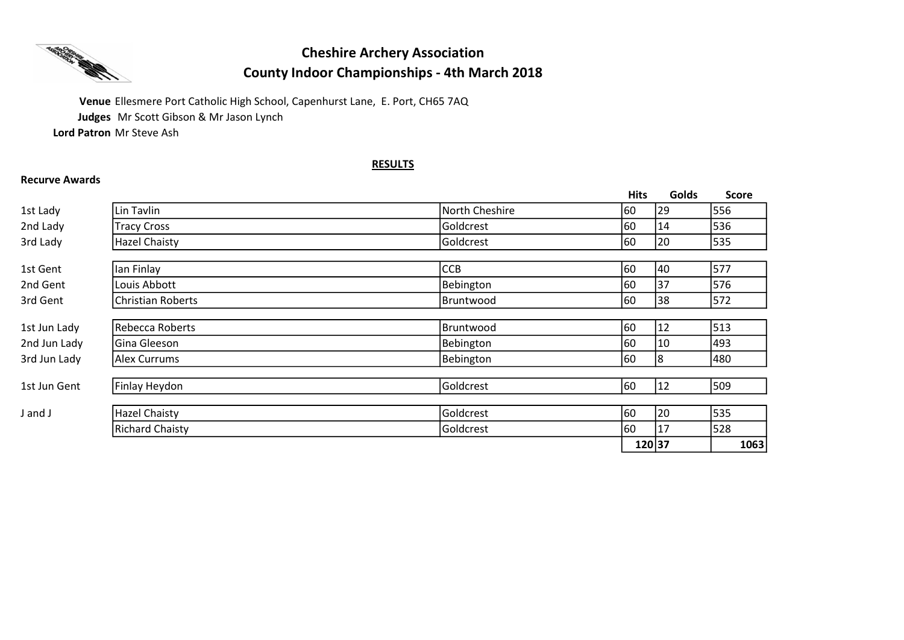# Cheshire Archery Association
## County Indoor Championships - 4th March 2018

**Venue** Ellesmere Port Catholic High School, Capenhurst Lane, E. Port, CH65 7AQ
**Judges** Mr Scott Gibson & Mr Jason Lynch
**Lord Patron** Mr Steve Ash

**RESULTS**

**Recurve Awards**

| | | | Hits | Golds | Score |
|---|---|---|---|---|---|
| 1st Lady | Lin Tavlin | North Cheshire | 60 | 29 | 556 |
| 2nd Lady | Tracy Cross | Goldcrest | 60 | 14 | 536 |
| 3rd Lady | Hazel Chaisty | Goldcrest | 60 | 20 | 535 |
| 1st Gent | Ian Finlay | CCB | 60 | 40 | 577 |
| 2nd Gent | Louis Abbott | Bebington | 60 | 37 | 576 |
| 3rd Gent | Christian Roberts | Bruntwood | 60 | 38 | 572 |
| 1st Jun Lady | Rebecca Roberts | Bruntwood | 60 | 12 | 513 |
| 2nd Jun Lady | Gina Gleeson | Bebington | 60 | 10 | 493 |
| 3rd Jun Lady | Alex Currums | Bebington | 60 | 8 | 480 |
| 1st Jun Gent | Finlay Heydon | Goldcrest | 60 | 12 | 509 |
| J and J | Hazel Chaisty | Goldcrest | 60 | 20 | 535 |
| | Richard Chaisty | Goldcrest | 60 | 17 | 528 |
| | | | **120** | **37** | **1063** |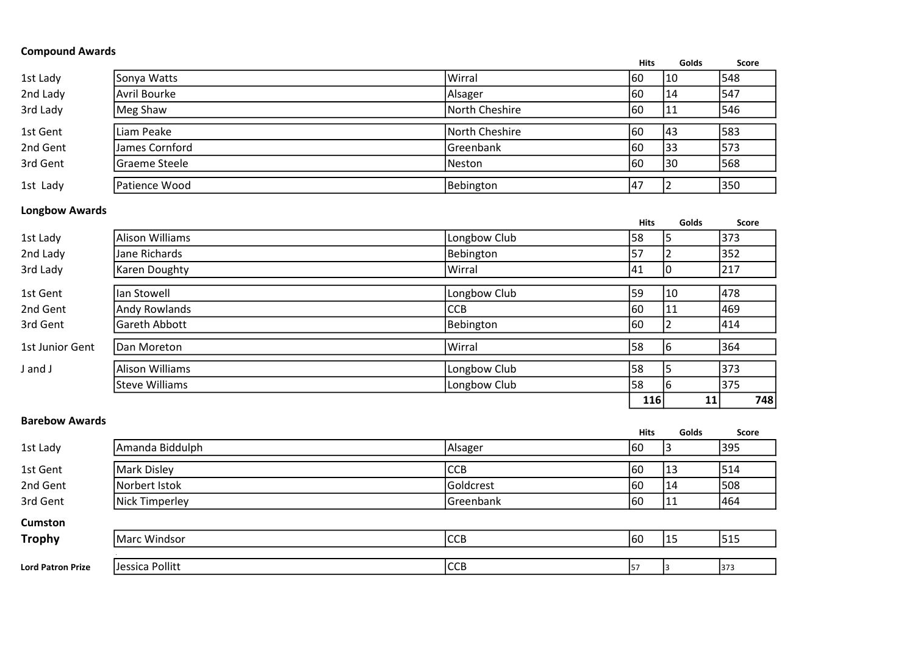**Compound Awards**

| | | | Hits | Golds | Score |
|---|---|---|---|---|---|
| 1st Lady | Sonya Watts | Wirral | 60 | 10 | 548 |
| 2nd Lady | Avril Bourke | Alsager | 60 | 14 | 547 |
| 3rd Lady | Meg Shaw | North Cheshire | 60 | 11 | 546 |
| 1st Gent | Liam Peake | North Cheshire | 60 | 43 | 583 |
| 2nd Gent | James Cornford | Greenbank | 60 | 33 | 573 |
| 3rd Gent | Graeme Steele | Neston | 60 | 30 | 568 |
| 1st Lady | Patience Wood | Bebington | 47 | 2 | 350 |

**Longbow Awards**

| | | | Hits | Golds | Score |
|---|---|---|---|---|---|
| 1st Lady | Alison Williams | Longbow Club | 58 | 5 | 373 |
| 2nd Lady | Jane Richards | Bebington | 57 | 2 | 352 |
| 3rd Lady | Karen Doughty | Wirral | 41 | 0 | 217 |
| 1st Gent | Ian Stowell | Longbow Club | 59 | 10 | 478 |
| 2nd Gent | Andy Rowlands | CCB | 60 | 11 | 469 |
| 3rd Gent | Gareth Abbott | Bebington | 60 | 2 | 414 |
| 1st Junior Gent | Dan Moreton | Wirral | 58 | 6 | 364 |
| J and J | Alison Williams | Longbow Club | 58 | 5 | 373 |
| | Steve Williams | Longbow Club | 58 | 6 | 375 |
| | | | **116** | **11** | **748** |

**Barebow Awards**

| | | | Hits | Golds | Score |
|---|---|---|---|---|---|
| 1st Lady | Amanda Biddulph | Alsager | 60 | 3 | 395 |
| 1st Gent | Mark Disley | CCB | 60 | 13 | 514 |
| 2nd Gent | Norbert Istok | Goldcrest | 60 | 14 | 508 |
| 3rd Gent | Nick Timperley | Greenbank | 60 | 11 | 464 |

| | | | | | |
|---|---|---|---|---|---|
| **Cumston Trophy** | Marc Windsor | CCB | 60 | 15 | 515 |
| **Lord Patron Prize** | Jessica Pollitt | CCB | 57 | 3 | 373 |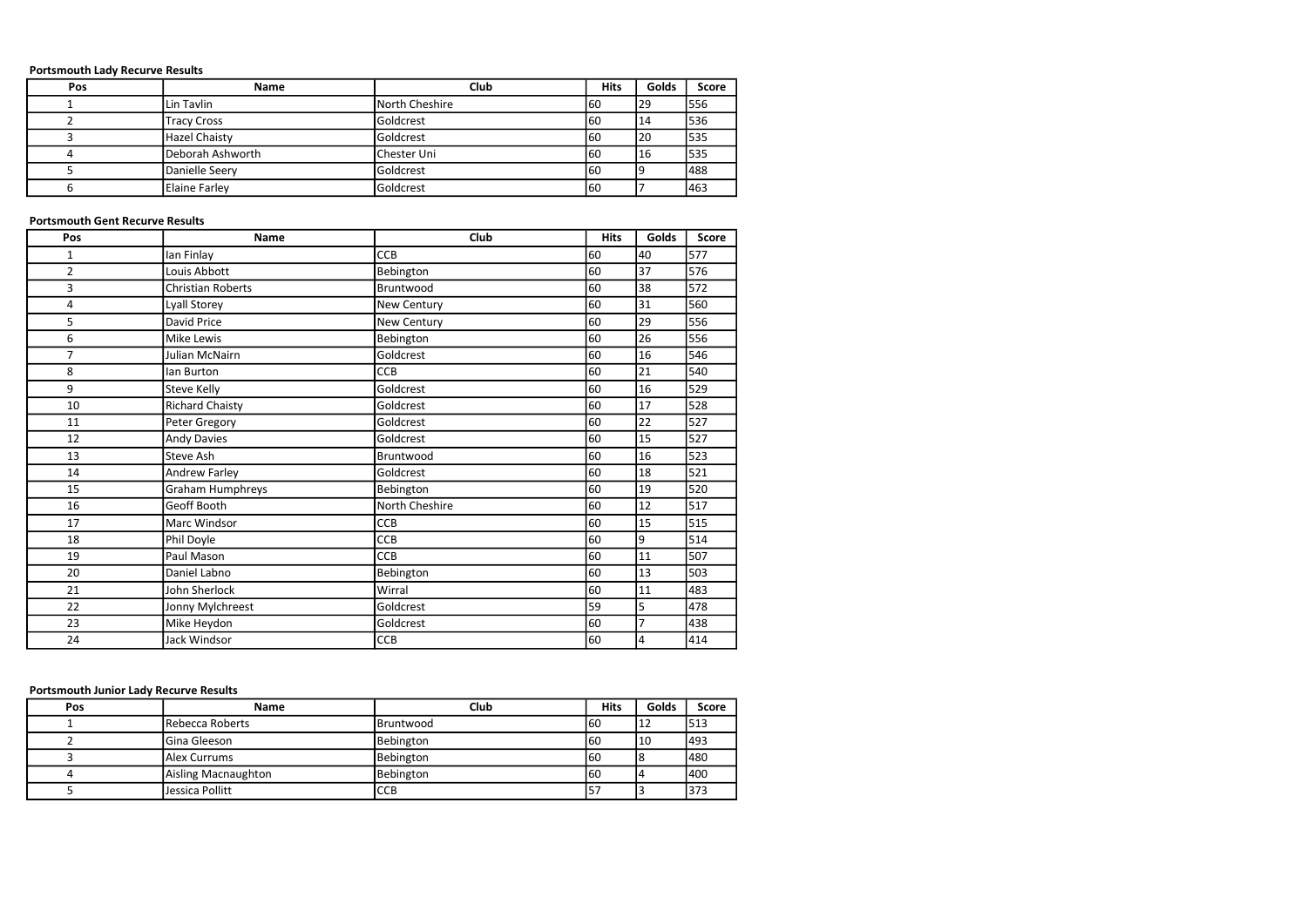**Portsmouth Lady Recurve Results**

| Pos | Name | Club | Hits | Golds | Score |
|---|---|---|---|---|---|
| 1 | Lin Tavlin | North Cheshire | 60 | 29 | 556 |
| 2 | Tracy Cross | Goldcrest | 60 | 14 | 536 |
| 3 | Hazel Chaisty | Goldcrest | 60 | 20 | 535 |
| 4 | Deborah Ashworth | Chester Uni | 60 | 16 | 535 |
| 5 | Danielle Seery | Goldcrest | 60 | 9 | 488 |
| 6 | Elaine Farley | Goldcrest | 60 | 7 | 463 |

**Portsmouth Gent Recurve Results**

| Pos | Name | Club | Hits | Golds | Score |
|---|---|---|---|---|---|
| 1 | Ian Finlay | CCB | 60 | 40 | 577 |
| 2 | Louis Abbott | Bebington | 60 | 37 | 576 |
| 3 | Christian Roberts | Bruntwood | 60 | 38 | 572 |
| 4 | Lyall Storey | New Century | 60 | 31 | 560 |
| 5 | David Price | New Century | 60 | 29 | 556 |
| 6 | Mike Lewis | Bebington | 60 | 26 | 556 |
| 7 | Julian McNairn | Goldcrest | 60 | 16 | 546 |
| 8 | Ian Burton | CCB | 60 | 21 | 540 |
| 9 | Steve Kelly | Goldcrest | 60 | 16 | 529 |
| 10 | Richard Chaisty | Goldcrest | 60 | 17 | 528 |
| 11 | Peter Gregory | Goldcrest | 60 | 22 | 527 |
| 12 | Andy Davies | Goldcrest | 60 | 15 | 527 |
| 13 | Steve Ash | Bruntwood | 60 | 16 | 523 |
| 14 | Andrew Farley | Goldcrest | 60 | 18 | 521 |
| 15 | Graham Humphreys | Bebington | 60 | 19 | 520 |
| 16 | Geoff Booth | North Cheshire | 60 | 12 | 517 |
| 17 | Marc Windsor | CCB | 60 | 15 | 515 |
| 18 | Phil Doyle | CCB | 60 | 9 | 514 |
| 19 | Paul Mason | CCB | 60 | 11 | 507 |
| 20 | Daniel Labno | Bebington | 60 | 13 | 503 |
| 21 | John Sherlock | Wirral | 60 | 11 | 483 |
| 22 | Jonny Mylchreest | Goldcrest | 59 | 5 | 478 |
| 23 | Mike Heydon | Goldcrest | 60 | 7 | 438 |
| 24 | Jack Windsor | CCB | 60 | 4 | 414 |

**Portsmouth Junior Lady Recurve Results**

| Pos | Name | Club | Hits | Golds | Score |
|---|---|---|---|---|---|
| 1 | Rebecca Roberts | Bruntwood | 60 | 12 | 513 |
| 2 | Gina Gleeson | Bebington | 60 | 10 | 493 |
| 3 | Alex Currums | Bebington | 60 | 8 | 480 |
| 4 | Aisling Macnaughton | Bebington | 60 | 4 | 400 |
| 5 | Jessica Pollitt | CCB | 57 | 3 | 373 |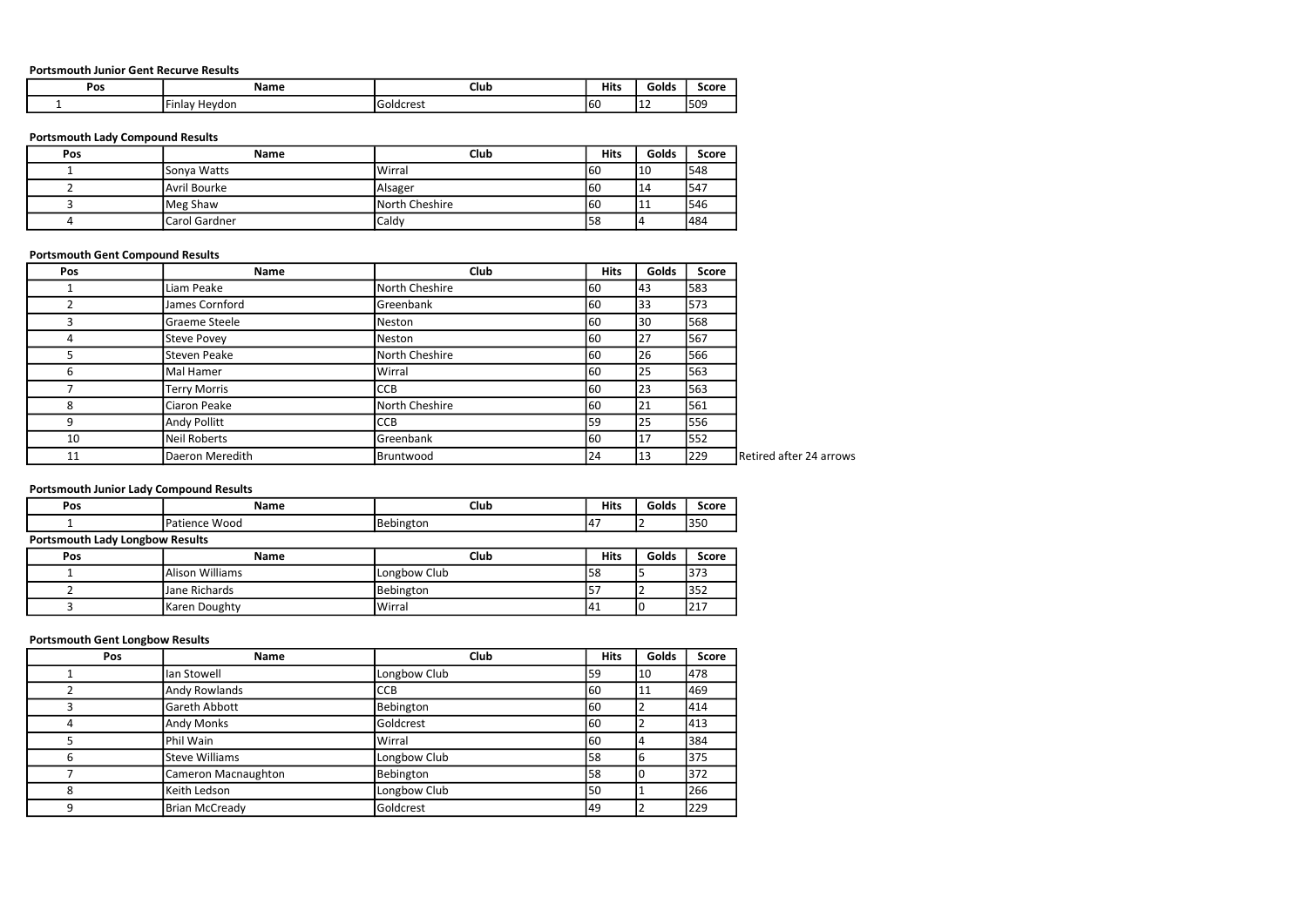**Portsmouth Junior Gent Recurve Results**

| Pos | Name | Club | Hits | Golds | Score |
|---|---|---|---|---|---|
| 1 | Finlay Heydon | Goldcrest | 60 | 12 | 509 |

**Portsmouth Lady Compound Results**

| Pos | Name | Club | Hits | Golds | Score |
|---|---|---|---|---|---|
| 1 | Sonya Watts | Wirral | 60 | 10 | 548 |
| 2 | Avril Bourke | Alsager | 60 | 14 | 547 |
| 3 | Meg Shaw | North Cheshire | 60 | 11 | 546 |
| 4 | Carol Gardner | Caldy | 58 | 4 | 484 |

**Portsmouth Gent Compound Results**

| Pos | Name | Club | Hits | Golds | Score | |
|---|---|---|---|---|---|---|
| 1 | Liam Peake | North Cheshire | 60 | 43 | 583 | |
| 2 | James Cornford | Greenbank | 60 | 33 | 573 | |
| 3 | Graeme Steele | Neston | 60 | 30 | 568 | |
| 4 | Steve Povey | Neston | 60 | 27 | 567 | |
| 5 | Steven Peake | North Cheshire | 60 | 26 | 566 | |
| 6 | Mal Hamer | Wirral | 60 | 25 | 563 | |
| 7 | Terry Morris | CCB | 60 | 23 | 563 | |
| 8 | Ciaron Peake | North Cheshire | 60 | 21 | 561 | |
| 9 | Andy Pollitt | CCB | 59 | 25 | 556 | |
| 10 | Neil Roberts | Greenbank | 60 | 17 | 552 | |
| 11 | Daeron Meredith | Bruntwood | 24 | 13 | 229 | Retired after 24 arrows |

**Portsmouth Junior Lady Compound Results**

| Pos | Name | Club | Hits | Golds | Score |
|---|---|---|---|---|---|
| 1 | Patience Wood | Bebington | 47 | 2 | 350 |

**Portsmouth Lady Longbow Results**

| Pos | Name | Club | Hits | Golds | Score |
|---|---|---|---|---|---|
| 1 | Alison Williams | Longbow Club | 58 | 5 | 373 |
| 2 | Jane Richards | Bebington | 57 | 2 | 352 |
| 3 | Karen Doughty | Wirral | 41 | 0 | 217 |

**Portsmouth Gent Longbow Results**

| Pos | Name | Club | Hits | Golds | Score |
|---|---|---|---|---|---|
| 1 | Ian Stowell | Longbow Club | 59 | 10 | 478 |
| 2 | Andy Rowlands | CCB | 60 | 11 | 469 |
| 3 | Gareth Abbott | Bebington | 60 | 2 | 414 |
| 4 | Andy Monks | Goldcrest | 60 | 2 | 413 |
| 5 | Phil Wain | Wirral | 60 | 4 | 384 |
| 6 | Steve Williams | Longbow Club | 58 | 6 | 375 |
| 7 | Cameron Macnaughton | Bebington | 58 | 0 | 372 |
| 8 | Keith Ledson | Longbow Club | 50 | 1 | 266 |
| 9 | Brian McCready | Goldcrest | 49 | 2 | 229 |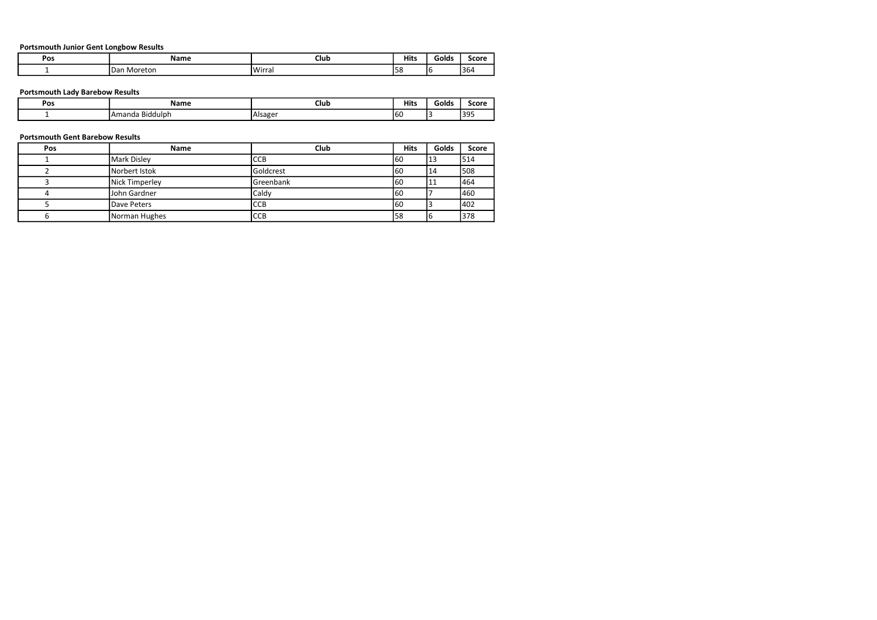**Portsmouth Junior Gent Longbow Results**

| Pos | Name | Club | Hits | Golds | Score |
|---|---|---|---|---|---|
| 1 | Dan Moreton | Wirral | 58 | 6 | 364 |

**Portsmouth Lady Barebow Results**

| Pos | Name | Club | Hits | Golds | Score |
|---|---|---|---|---|---|
| 1 | Amanda Biddulph | Alsager | 60 | 3 | 395 |

**Portsmouth Gent Barebow Results**

| Pos | Name | Club | Hits | Golds | Score |
|---|---|---|---|---|---|
| 1 | Mark Disley | CCB | 60 | 13 | 514 |
| 2 | Norbert Istok | Goldcrest | 60 | 14 | 508 |
| 3 | Nick Timperley | Greenbank | 60 | 11 | 464 |
| 4 | John Gardner | Caldy | 60 | 7 | 460 |
| 5 | Dave Peters | CCB | 60 | 3 | 402 |
| 6 | Norman Hughes | CCB | 58 | 6 | 378 |